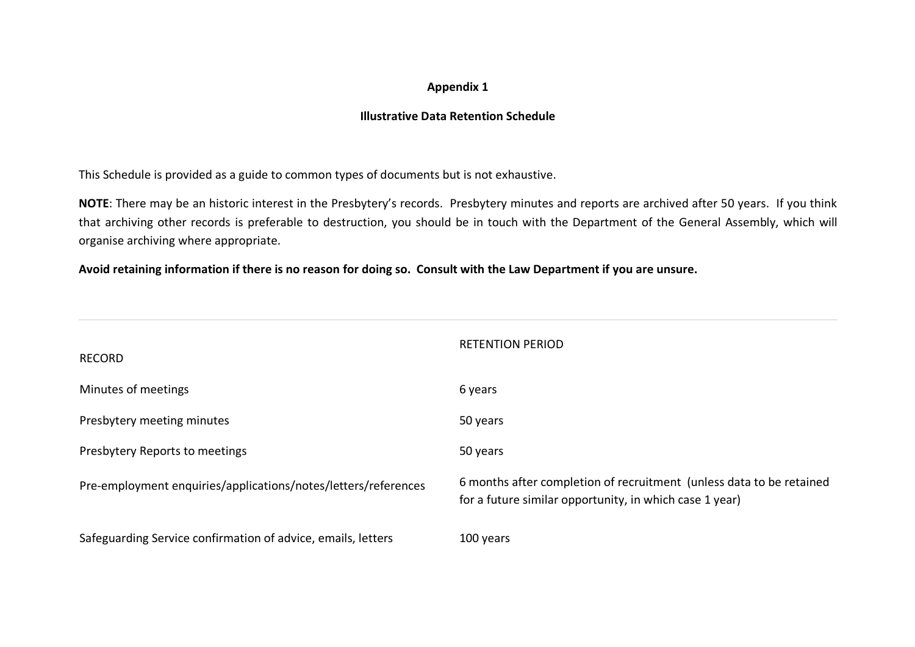**Appendix 1**

**Illustrative Data Retention Schedule**

This Schedule is provided as a guide to common types of documents but is not exhaustive.

**NOTE**: There may be an historic interest in the Presbytery's records. Presbytery minutes and reports are archived after 50 years. If you think that archiving other records is preferable to destruction, you should be in touch with the Department of the General Assembly, which will organise archiving where appropriate.

**Avoid retaining information if there is no reason for doing so. Consult with the Law Department if you are unsure.**

| RECORD | RETENTION PERIOD |
|---|---|
| Minutes of meetings | 6 years |
| Presbytery meeting minutes | 50 years |
| Presbytery Reports to meetings | 50 years |
| Pre-employment enquiries/applications/notes/letters/references | 6 months after completion of recruitment (unless data to be retained for a future similar opportunity, in which case 1 year) |
| Safeguarding Service confirmation of advice, emails, letters | 100 years |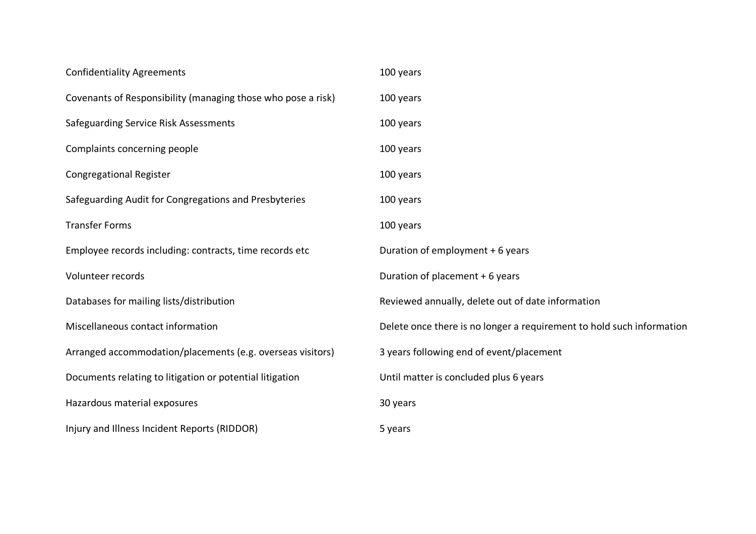| | |
|---|---|
| Confidentiality Agreements | 100 years |
| Covenants of Responsibility (managing those who pose a risk) | 100 years |
| Safeguarding Service Risk Assessments | 100 years |
| Complaints concerning people | 100 years |
| Congregational Register | 100 years |
| Safeguarding Audit for Congregations and Presbyteries | 100 years |
| Transfer Forms | 100 years |
| Employee records including: contracts, time records etc | Duration of employment + 6 years |
| Volunteer records | Duration of placement + 6 years |
| Databases for mailing lists/distribution | Reviewed annually, delete out of date information |
| Miscellaneous contact information | Delete once there is no longer a requirement to hold such information |
| Arranged accommodation/placements (e.g. overseas visitors) | 3 years following end of event/placement |
| Documents relating to litigation or potential litigation | Until matter is concluded plus 6 years |
| Hazardous material exposures | 30 years |
| Injury and Illness Incident Reports (RIDDOR) | 5 years |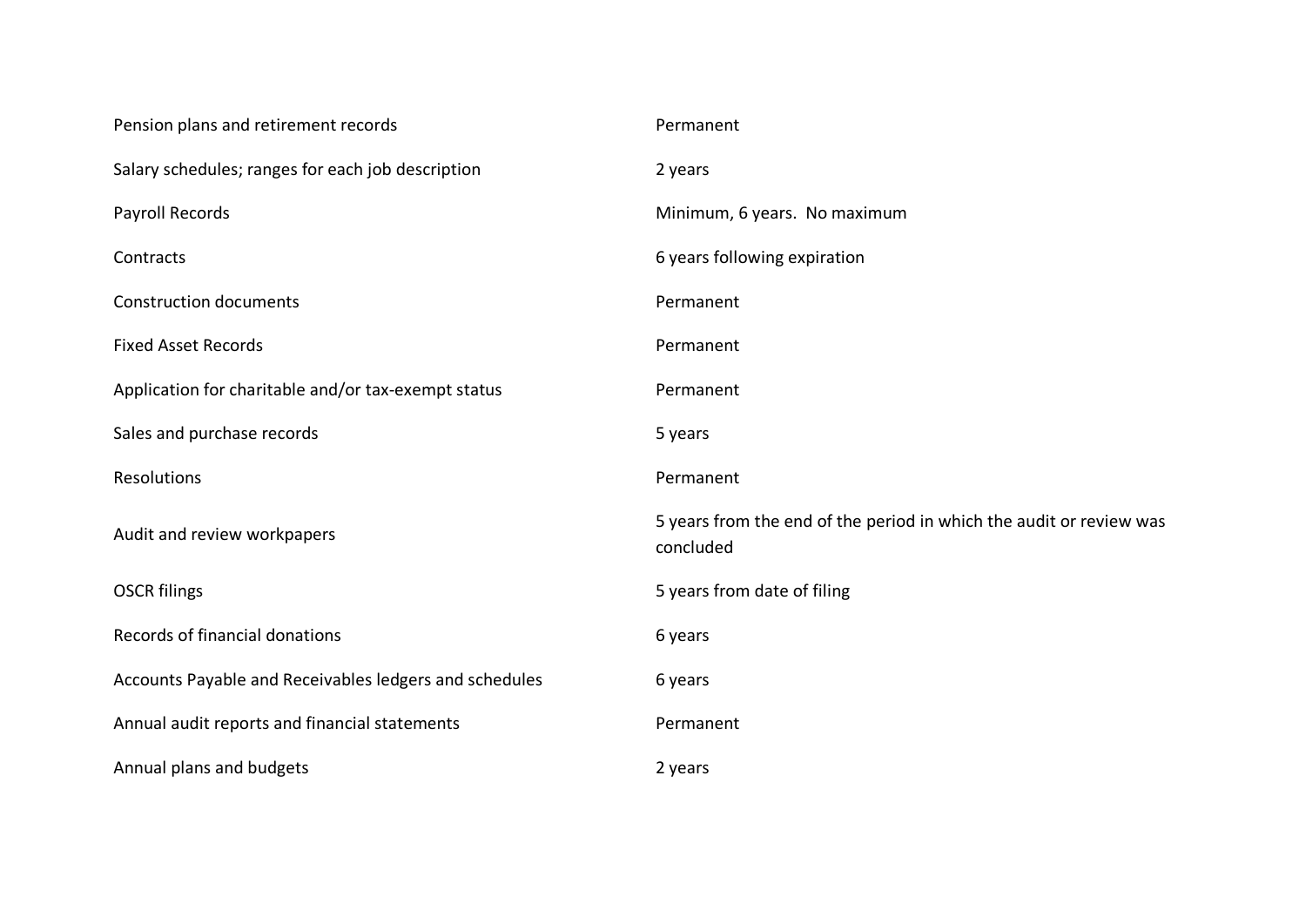| | |
|---|---|
| Pension plans and retirement records | Permanent |
| Salary schedules; ranges for each job description | 2 years |
| Payroll Records | Minimum, 6 years. No maximum |
| Contracts | 6 years following expiration |
| Construction documents | Permanent |
| Fixed Asset Records | Permanent |
| Application for charitable and/or tax-exempt status | Permanent |
| Sales and purchase records | 5 years |
| Resolutions | Permanent |
| Audit and review workpapers | 5 years from the end of the period in which the audit or review was concluded |
| OSCR filings | 5 years from date of filing |
| Records of financial donations | 6 years |
| Accounts Payable and Receivables ledgers and schedules | 6 years |
| Annual audit reports and financial statements | Permanent |
| Annual plans and budgets | 2 years |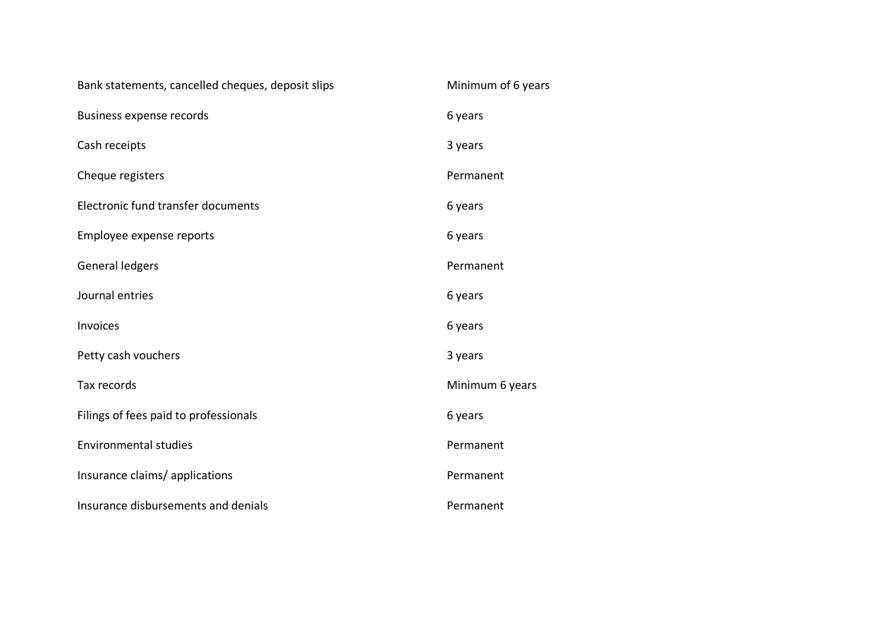| | |
|---|---|
| Bank statements, cancelled cheques, deposit slips | Minimum of 6 years |
| Business expense records | 6 years |
| Cash receipts | 3 years |
| Cheque registers | Permanent |
| Electronic fund transfer documents | 6 years |
| Employee expense reports | 6 years |
| General ledgers | Permanent |
| Journal entries | 6 years |
| Invoices | 6 years |
| Petty cash vouchers | 3 years |
| Tax records | Minimum 6 years |
| Filings of fees paid to professionals | 6 years |
| Environmental studies | Permanent |
| Insurance claims/ applications | Permanent |
| Insurance disbursements and denials | Permanent |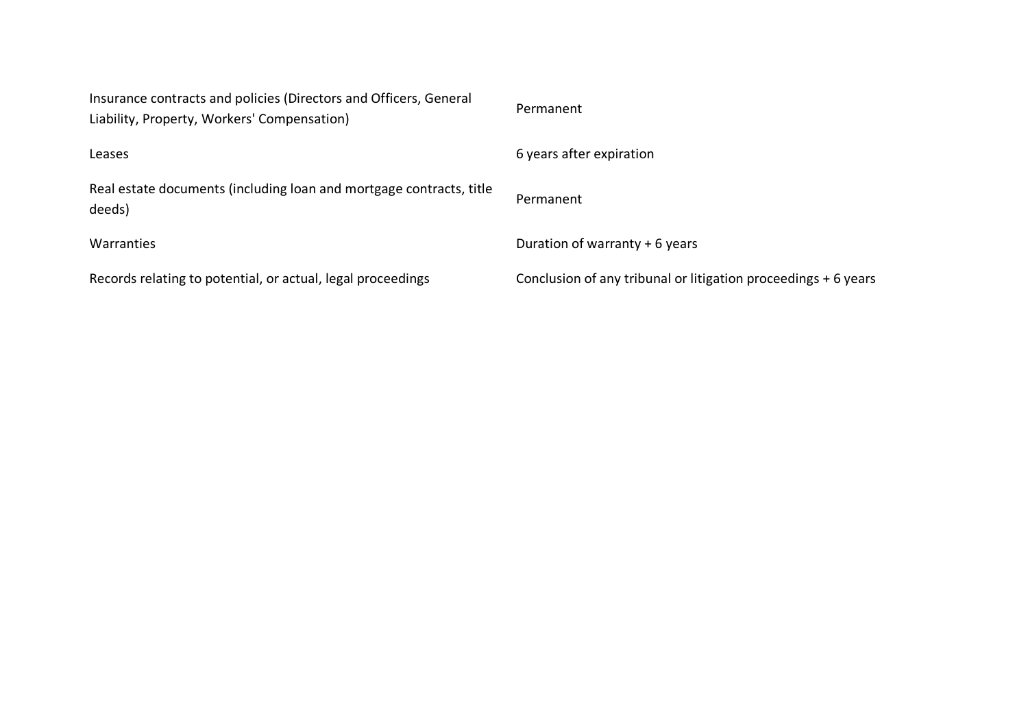| | |
|---|---|
| Insurance contracts and policies (Directors and Officers, General Liability, Property, Workers' Compensation) | Permanent |
| Leases | 6 years after expiration |
| Real estate documents (including loan and mortgage contracts, title deeds) | Permanent |
| Warranties | Duration of warranty + 6 years |
| Records relating to potential, or actual, legal proceedings | Conclusion of any tribunal or litigation proceedings + 6 years |